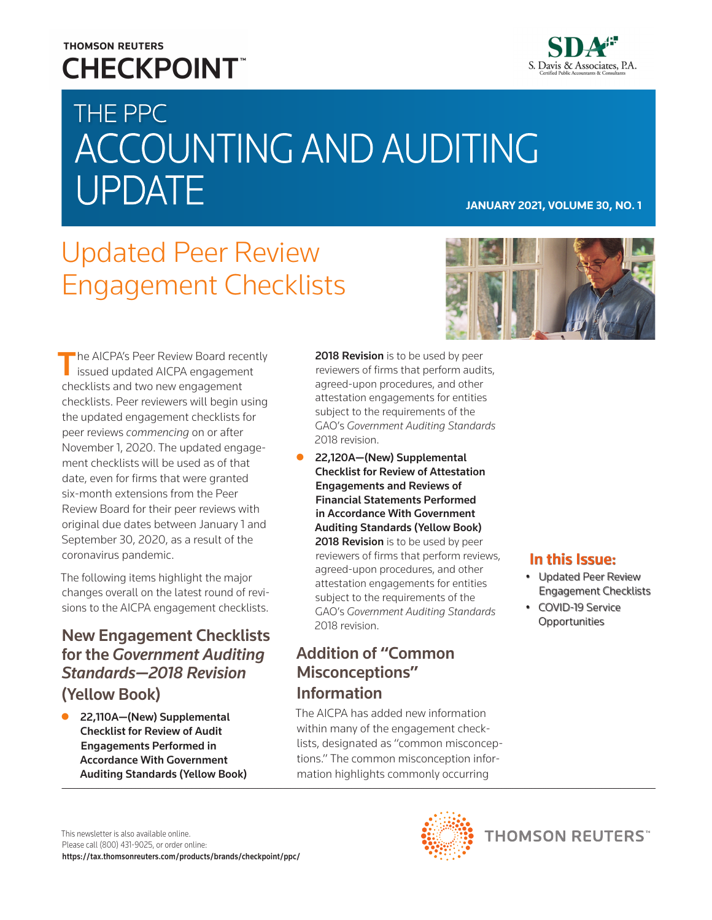THOMSON REUTERS
CHECKPOINT™

SDA
S. Davis & Associates, P.A.
Certified Public Accountants & Consultants

# THE PPC ACCOUNTING AND AUDITING UPDATE

**JANUARY 2021, VOLUME 30, NO. 1**

## Updated Peer Review Engagement Checklists

The AICPA's Peer Review Board recently issued updated AICPA engagement checklists and two new engagement checklists. Peer reviewers will begin using the updated engagement checklists for peer reviews *commencing* on or after November 1, 2020. The updated engagement checklists will be used as of that date, even for firms that were granted six-month extensions from the Peer Review Board for their peer reviews with original due dates between January 1 and September 30, 2020, as a result of the coronavirus pandemic.

The following items highlight the major changes overall on the latest round of revisions to the AICPA engagement checklists.

### New Engagement Checklists for the *Government Auditing Standards—2018 Revision* (Yellow Book)

- **22,110A—(New) Supplemental Checklist for Review of Audit Engagements Performed in Accordance With Government Auditing Standards (Yellow Book) 2018 Revision** is to be used by peer reviewers of firms that perform audits, agreed-upon procedures, and other attestation engagements for entities subject to the requirements of the GAO's *Government Auditing Standards* 2018 revision.
- **22,120A—(New) Supplemental Checklist for Review of Attestation Engagements and Reviews of Financial Statements Performed in Accordance With Government Auditing Standards (Yellow Book) 2018 Revision** is to be used by peer reviewers of firms that perform reviews, agreed-upon procedures, and other attestation engagements for entities subject to the requirements of the GAO's *Government Auditing Standards* 2018 revision.

### Addition of "Common Misconceptions" Information

The AICPA has added new information within many of the engagement checklists, designated as "common misconceptions." The common misconception information highlights commonly occurring

**In this Issue:**

- Updated Peer Review Engagement Checklists
- COVID-19 Service Opportunities

This newsletter is also available online.
Please call (800) 431-9025, or order online:
**https://tax.thomsonreuters.com/products/brands/checkpoint/ppc/**

THOMSON REUTERS™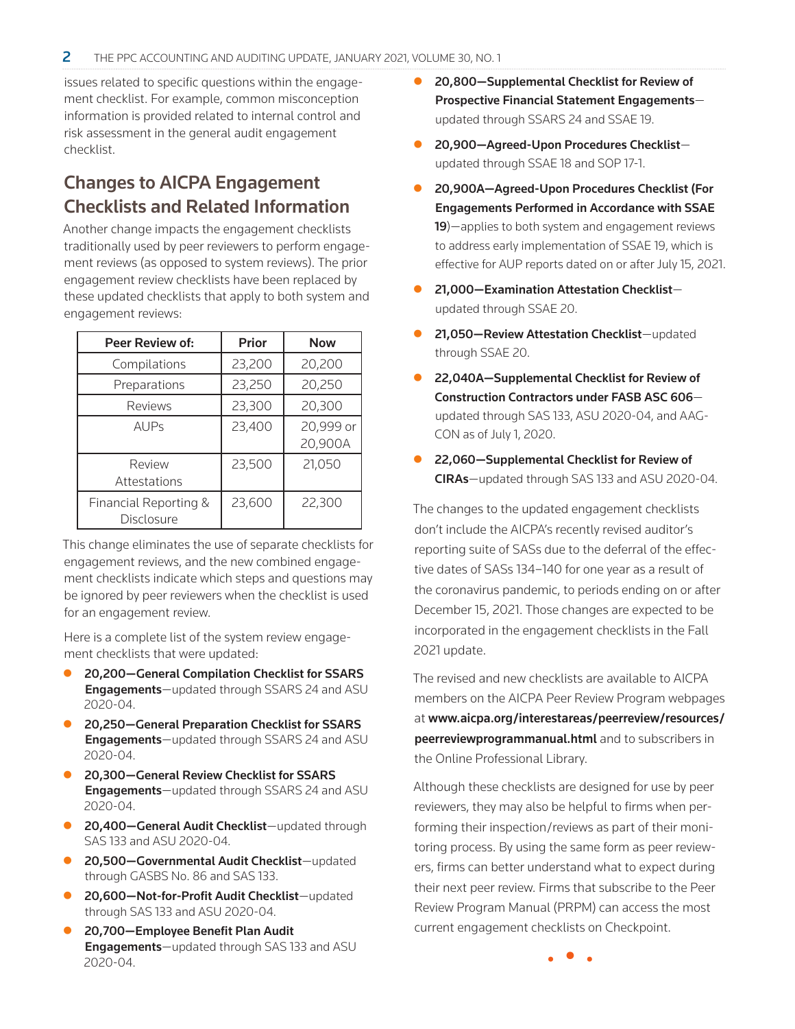issues related to specific questions within the engagement checklist. For example, common misconception information is provided related to internal control and risk assessment in the general audit engagement checklist.

## Changes to AICPA Engagement Checklists and Related Information

Another change impacts the engagement checklists traditionally used by peer reviewers to perform engagement reviews (as opposed to system reviews). The prior engagement review checklists have been replaced by these updated checklists that apply to both system and engagement reviews:

| Peer Review of: | Prior | Now |
|---|---|---|
| Compilations | 23,200 | 20,200 |
| Preparations | 23,250 | 20,250 |
| Reviews | 23,300 | 20,300 |
| AUPs | 23,400 | 20,999 or 20,900A |
| Review Attestations | 23,500 | 21,050 |
| Financial Reporting & Disclosure | 23,600 | 22,300 |

This change eliminates the use of separate checklists for engagement reviews, and the new combined engagement checklists indicate which steps and questions may be ignored by peer reviewers when the checklist is used for an engagement review.

Here is a complete list of the system review engagement checklists that were updated:

- **20,200—General Compilation Checklist for SSARS Engagements**—updated through SSARS 24 and ASU 2020-04.
- **20,250—General Preparation Checklist for SSARS Engagements**—updated through SSARS 24 and ASU 2020-04.
- **20,300—General Review Checklist for SSARS Engagements**—updated through SSARS 24 and ASU 2020-04.
- **20,400—General Audit Checklist**—updated through SAS 133 and ASU 2020-04.
- **20,500—Governmental Audit Checklist**—updated through GASBS No. 86 and SAS 133.
- **20,600—Not-for-Profit Audit Checklist**—updated through SAS 133 and ASU 2020-04.
- **20,700—Employee Benefit Plan Audit Engagements**—updated through SAS 133 and ASU 2020-04.
- **20,800—Supplemental Checklist for Review of Prospective Financial Statement Engagements**—updated through SSARS 24 and SSAE 19.
- **20,900—Agreed-Upon Procedures Checklist**—updated through SSAE 18 and SOP 17-1.
- **20,900A—Agreed-Upon Procedures Checklist (For Engagements Performed in Accordance with SSAE 19**)—applies to both system and engagement reviews to address early implementation of SSAE 19, which is effective for AUP reports dated on or after July 15, 2021.
- **21,000—Examination Attestation Checklist**—updated through SSAE 20.
- **21,050—Review Attestation Checklist**—updated through SSAE 20.
- **22,040A—Supplemental Checklist for Review of Construction Contractors under FASB ASC 606**—updated through SAS 133, ASU 2020-04, and AAG-CON as of July 1, 2020.
- **22,060—Supplemental Checklist for Review of CIRAs**—updated through SAS 133 and ASU 2020-04.

The changes to the updated engagement checklists don't include the AICPA's recently revised auditor's reporting suite of SASs due to the deferral of the effective dates of SASs 134–140 for one year as a result of the coronavirus pandemic, to periods ending on or after December 15, 2021. Those changes are expected to be incorporated in the engagement checklists in the Fall 2021 update.

The revised and new checklists are available to AICPA members on the AICPA Peer Review Program webpages at **www.aicpa.org/interestareas/peerreview/resources/peerreviewprogrammanual.html** and to subscribers in the Online Professional Library.

Although these checklists are designed for use by peer reviewers, they may also be helpful to firms when performing their inspection/reviews as part of their monitoring process. By using the same form as peer reviewers, firms can better understand what to expect during their next peer review. Firms that subscribe to the Peer Review Program Manual (PRPM) can access the most current engagement checklists on Checkpoint.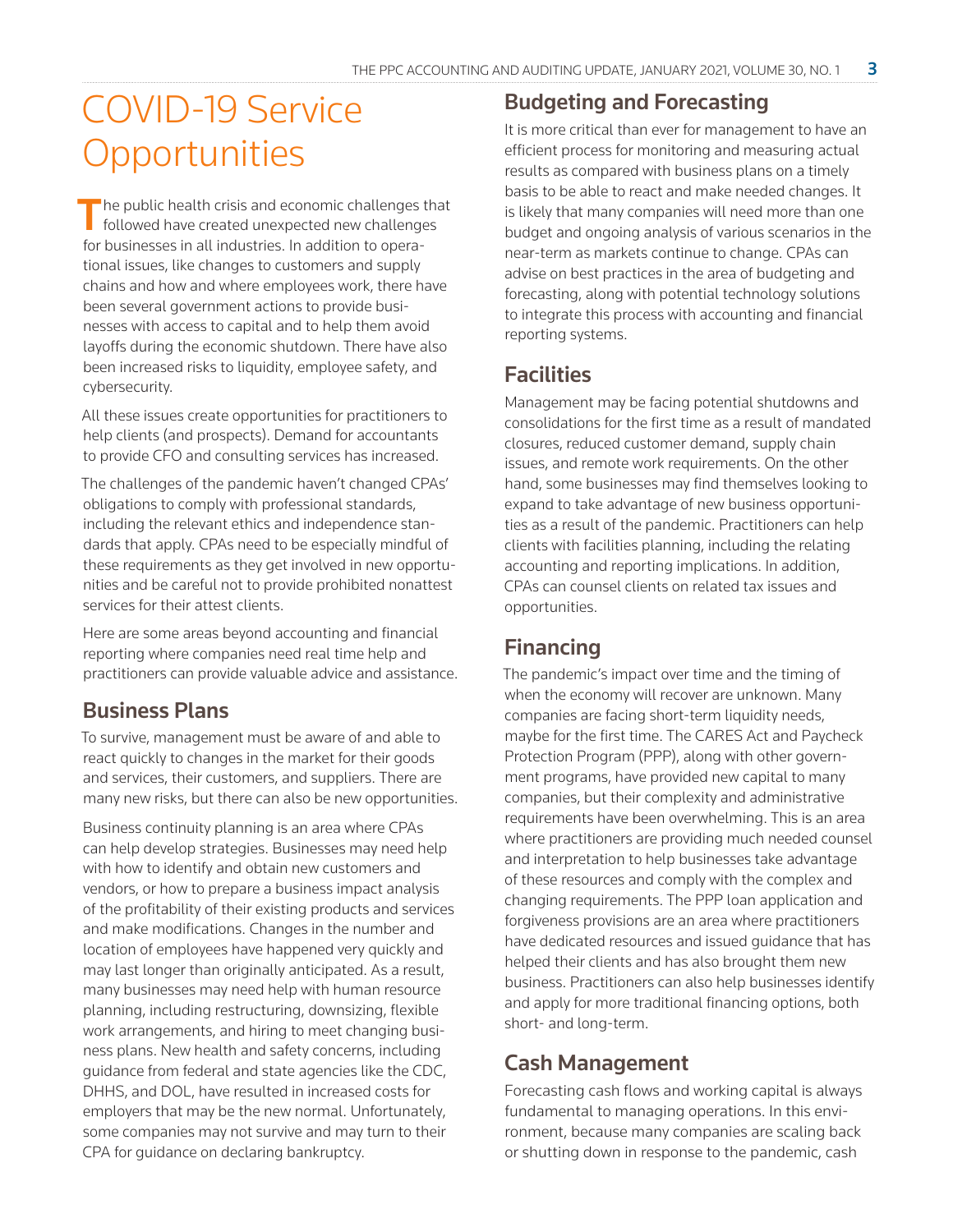# COVID-19 Service Opportunities

The public health crisis and economic challenges that followed have created unexpected new challenges for businesses in all industries. In addition to operational issues, like changes to customers and supply chains and how and where employees work, there have been several government actions to provide businesses with access to capital and to help them avoid layoffs during the economic shutdown. There have also been increased risks to liquidity, employee safety, and cybersecurity.

All these issues create opportunities for practitioners to help clients (and prospects). Demand for accountants to provide CFO and consulting services has increased.

The challenges of the pandemic haven't changed CPAs' obligations to comply with professional standards, including the relevant ethics and independence standards that apply. CPAs need to be especially mindful of these requirements as they get involved in new opportunities and be careful not to provide prohibited nonattest services for their attest clients.

Here are some areas beyond accounting and financial reporting where companies need real time help and practitioners can provide valuable advice and assistance.

## Business Plans

To survive, management must be aware of and able to react quickly to changes in the market for their goods and services, their customers, and suppliers. There are many new risks, but there can also be new opportunities.

Business continuity planning is an area where CPAs can help develop strategies. Businesses may need help with how to identify and obtain new customers and vendors, or how to prepare a business impact analysis of the profitability of their existing products and services and make modifications. Changes in the number and location of employees have happened very quickly and may last longer than originally anticipated. As a result, many businesses may need help with human resource planning, including restructuring, downsizing, flexible work arrangements, and hiring to meet changing business plans. New health and safety concerns, including guidance from federal and state agencies like the CDC, DHHS, and DOL, have resulted in increased costs for employers that may be the new normal. Unfortunately, some companies may not survive and may turn to their CPA for guidance on declaring bankruptcy.

## Budgeting and Forecasting

It is more critical than ever for management to have an efficient process for monitoring and measuring actual results as compared with business plans on a timely basis to be able to react and make needed changes. It is likely that many companies will need more than one budget and ongoing analysis of various scenarios in the near-term as markets continue to change. CPAs can advise on best practices in the area of budgeting and forecasting, along with potential technology solutions to integrate this process with accounting and financial reporting systems.

## Facilities

Management may be facing potential shutdowns and consolidations for the first time as a result of mandated closures, reduced customer demand, supply chain issues, and remote work requirements. On the other hand, some businesses may find themselves looking to expand to take advantage of new business opportunities as a result of the pandemic. Practitioners can help clients with facilities planning, including the relating accounting and reporting implications. In addition, CPAs can counsel clients on related tax issues and opportunities.

## Financing

The pandemic's impact over time and the timing of when the economy will recover are unknown. Many companies are facing short-term liquidity needs, maybe for the first time. The CARES Act and Paycheck Protection Program (PPP), along with other government programs, have provided new capital to many companies, but their complexity and administrative requirements have been overwhelming. This is an area where practitioners are providing much needed counsel and interpretation to help businesses take advantage of these resources and comply with the complex and changing requirements. The PPP loan application and forgiveness provisions are an area where practitioners have dedicated resources and issued guidance that has helped their clients and has also brought them new business. Practitioners can also help businesses identify and apply for more traditional financing options, both short- and long-term.

## Cash Management

Forecasting cash flows and working capital is always fundamental to managing operations. In this environment, because many companies are scaling back or shutting down in response to the pandemic, cash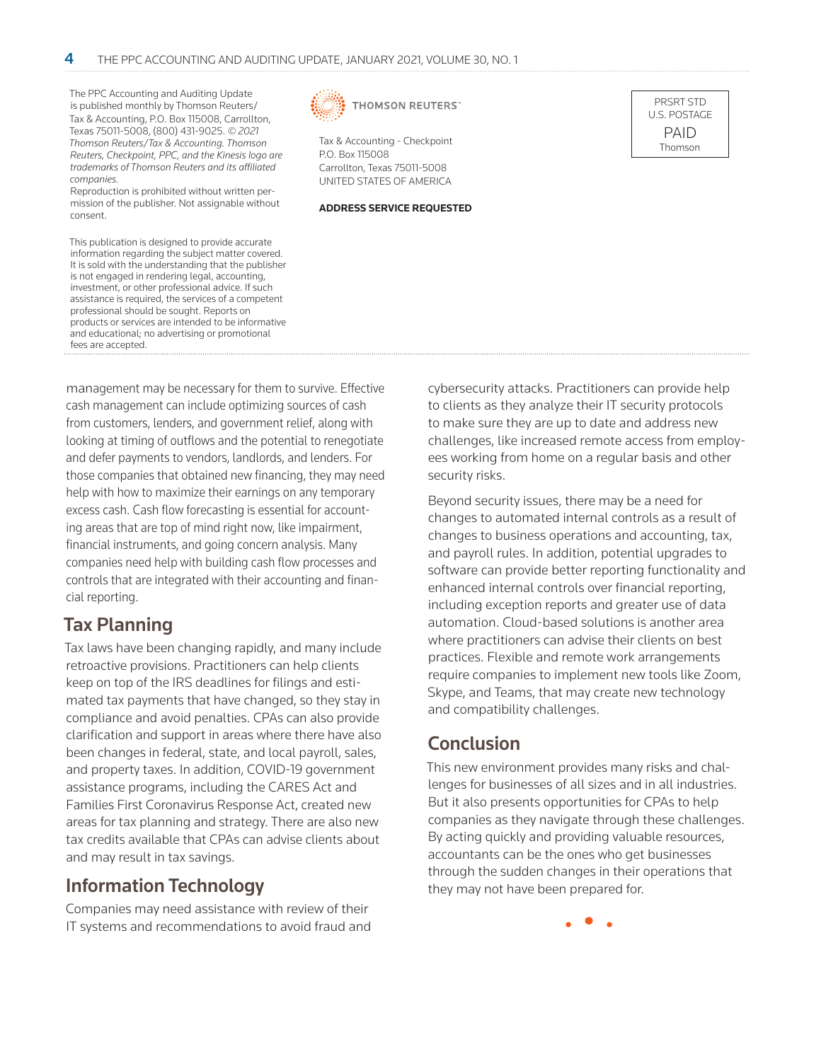The PPC Accounting and Auditing Update is published monthly by Thomson Reuters/ Tax & Accounting, P.O. Box 115008, Carrollton, Texas 75011-5008, (800) 431-9025. *© 2021 Thomson Reuters/Tax & Accounting. Thomson Reuters, Checkpoint, PPC, and the Kinesis logo are trademarks of Thomson Reuters and its affiliated companies.*
Reproduction is prohibited without written permission of the publisher. Not assignable without consent.

This publication is designed to provide accurate information regarding the subject matter covered. It is sold with the understanding that the publisher is not engaged in rendering legal, accounting, investment, or other professional advice. If such assistance is required, the services of a competent professional should be sought. Reports on products or services are intended to be informative and educational; no advertising or promotional fees are accepted.

THOMSON REUTERS™

Tax & Accounting - Checkpoint
P.O. Box 115008
Carrollton, Texas 75011-5008
UNITED STATES OF AMERICA

**ADDRESS SERVICE REQUESTED**

PRSRT STD
U.S. POSTAGE
PAID
Thomson

management may be necessary for them to survive. Effective cash management can include optimizing sources of cash from customers, lenders, and government relief, along with looking at timing of outflows and the potential to renegotiate and defer payments to vendors, landlords, and lenders. For those companies that obtained new financing, they may need help with how to maximize their earnings on any temporary excess cash. Cash flow forecasting is essential for accounting areas that are top of mind right now, like impairment, financial instruments, and going concern analysis. Many companies need help with building cash flow processes and controls that are integrated with their accounting and financial reporting.

## Tax Planning

Tax laws have been changing rapidly, and many include retroactive provisions. Practitioners can help clients keep on top of the IRS deadlines for filings and estimated tax payments that have changed, so they stay in compliance and avoid penalties. CPAs can also provide clarification and support in areas where there have also been changes in federal, state, and local payroll, sales, and property taxes. In addition, COVID-19 government assistance programs, including the CARES Act and Families First Coronavirus Response Act, created new areas for tax planning and strategy. There are also new tax credits available that CPAs can advise clients about and may result in tax savings.

## Information Technology

Companies may need assistance with review of their IT systems and recommendations to avoid fraud and cybersecurity attacks. Practitioners can provide help to clients as they analyze their IT security protocols to make sure they are up to date and address new challenges, like increased remote access from employees working from home on a regular basis and other security risks.

Beyond security issues, there may be a need for changes to automated internal controls as a result of changes to business operations and accounting, tax, and payroll rules. In addition, potential upgrades to software can provide better reporting functionality and enhanced internal controls over financial reporting, including exception reports and greater use of data automation. Cloud-based solutions is another area where practitioners can advise their clients on best practices. Flexible and remote work arrangements require companies to implement new tools like Zoom, Skype, and Teams, that may create new technology and compatibility challenges.

## Conclusion

This new environment provides many risks and challenges for businesses of all sizes and in all industries. But it also presents opportunities for CPAs to help companies as they navigate through these challenges. By acting quickly and providing valuable resources, accountants can be the ones who get businesses through the sudden changes in their operations that they may not have been prepared for.